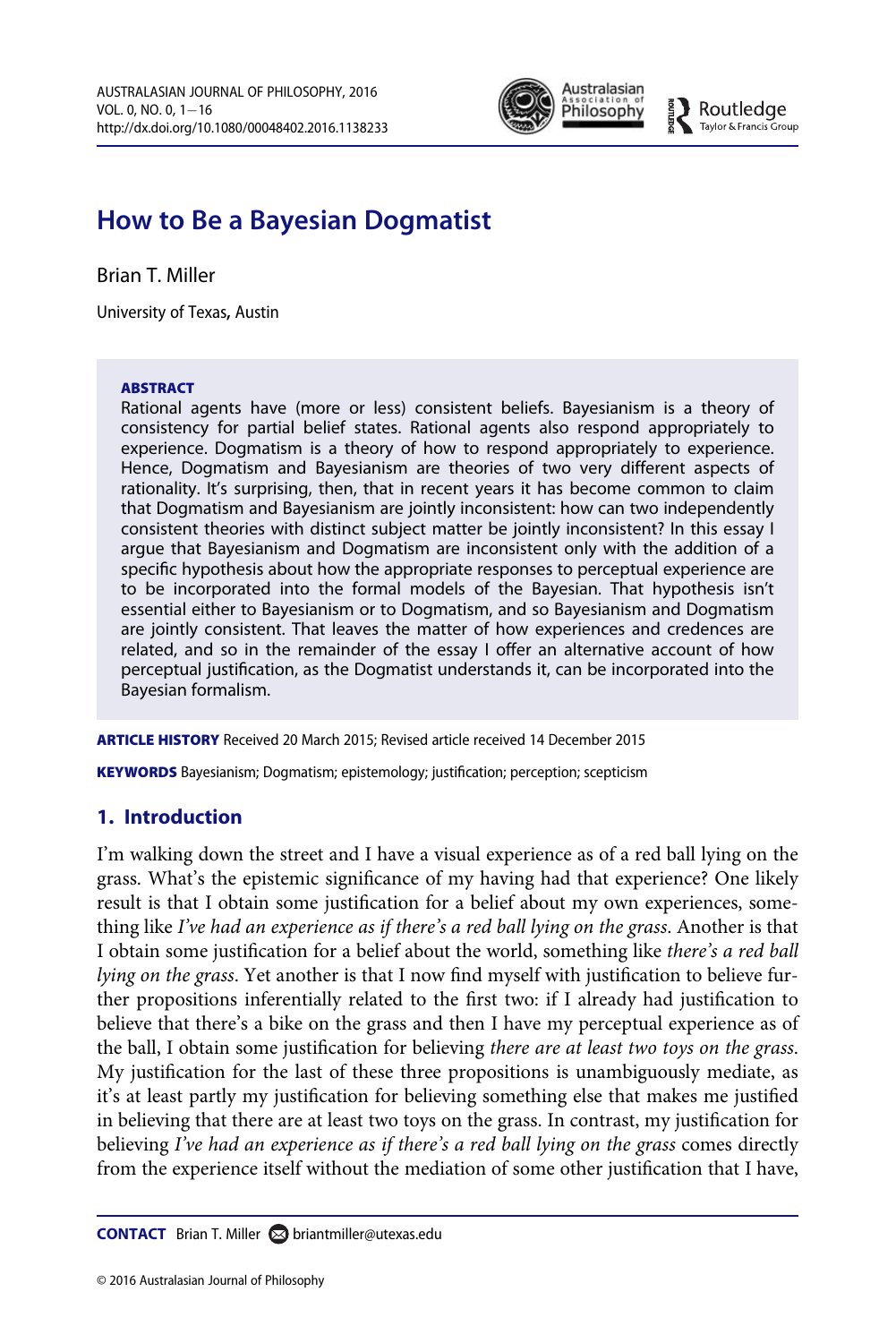# How to Be a Bayesian Dogmatist

Brian T. Miller

University of Texas, Austin

**ABSTRACT**

Rational agents have (more or less) consistent beliefs. Bayesianism is a theory of consistency for partial belief states. Rational agents also respond appropriately to experience. Dogmatism is a theory of how to respond appropriately to experience. Hence, Dogmatism and Bayesianism are theories of two very different aspects of rationality. It's surprising, then, that in recent years it has become common to claim that Dogmatism and Bayesianism are jointly inconsistent: how can two independently consistent theories with distinct subject matter be jointly inconsistent? In this essay I argue that Bayesianism and Dogmatism are inconsistent only with the addition of a specific hypothesis about how the appropriate responses to perceptual experience are to be incorporated into the formal models of the Bayesian. That hypothesis isn't essential either to Bayesianism or to Dogmatism, and so Bayesianism and Dogmatism are jointly consistent. That leaves the matter of how experiences and credences are related, and so in the remainder of the essay I offer an alternative account of how perceptual justification, as the Dogmatist understands it, can be incorporated into the Bayesian formalism.

**ARTICLE HISTORY** Received 20 March 2015; Revised article received 14 December 2015

**KEYWORDS** Bayesianism; Dogmatism; epistemology; justification; perception; scepticism

## 1. Introduction

I'm walking down the street and I have a visual experience as of a red ball lying on the grass. What's the epistemic significance of my having had that experience? One likely result is that I obtain some justification for a belief about my own experiences, something like *I've had an experience as if there's a red ball lying on the grass*. Another is that I obtain some justification for a belief about the world, something like *there's a red ball lying on the grass*. Yet another is that I now find myself with justification to believe further propositions inferentially related to the first two: if I already had justification to believe that there's a bike on the grass and then I have my perceptual experience as of the ball, I obtain some justification for believing *there are at least two toys on the grass*. My justification for the last of these three propositions is unambiguously mediate, as it's at least partly my justification for believing something else that makes me justified in believing that there are at least two toys on the grass. In contrast, my justification for believing *I've had an experience as if there's a red ball lying on the grass* comes directly from the experience itself without the mediation of some other justification that I have,

**CONTACT** Brian T. Miller briantmiller@utexas.edu

© 2016 Australasian Journal of Philosophy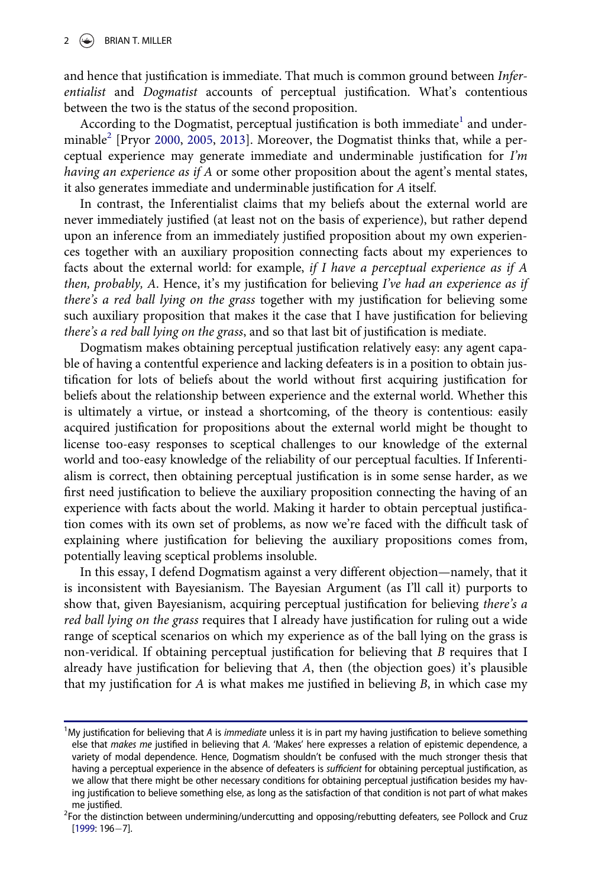and hence that justification is immediate. That much is common ground between *Inferentialist* and *Dogmatist* accounts of perceptual justification. What's contentious between the two is the status of the second proposition.

According to the Dogmatist, perceptual justification is both immediate[1] and underminable[2] [Pryor 2000, 2005, 2013]. Moreover, the Dogmatist thinks that, while a perceptual experience may generate immediate and underminable justification for *I'm having an experience as if A* or some other proposition about the agent's mental states, it also generates immediate and underminable justification for *A* itself.

In contrast, the Inferentialist claims that my beliefs about the external world are never immediately justified (at least not on the basis of experience), but rather depend upon an inference from an immediately justified proposition about my own experiences together with an auxiliary proposition connecting facts about my experiences to facts about the external world: for example, *if I have a perceptual experience as if A then, probably, A*. Hence, it's my justification for believing *I've had an experience as if there's a red ball lying on the grass* together with my justification for believing some such auxiliary proposition that makes it the case that I have justification for believing *there's a red ball lying on the grass*, and so that last bit of justification is mediate.

Dogmatism makes obtaining perceptual justification relatively easy: any agent capable of having a contentful experience and lacking defeaters is in a position to obtain justification for lots of beliefs about the world without first acquiring justification for beliefs about the relationship between experience and the external world. Whether this is ultimately a virtue, or instead a shortcoming, of the theory is contentious: easily acquired justification for propositions about the external world might be thought to license too-easy responses to sceptical challenges to our knowledge of the external world and too-easy knowledge of the reliability of our perceptual faculties. If Inferentialism is correct, then obtaining perceptual justification is in some sense harder, as we first need justification to believe the auxiliary proposition connecting the having of an experience with facts about the world. Making it harder to obtain perceptual justification comes with its own set of problems, as now we're faced with the difficult task of explaining where justification for believing the auxiliary propositions comes from, potentially leaving sceptical problems insoluble.

In this essay, I defend Dogmatism against a very different objection—namely, that it is inconsistent with Bayesianism. The Bayesian Argument (as I'll call it) purports to show that, given Bayesianism, acquiring perceptual justification for believing *there's a red ball lying on the grass* requires that I already have justification for ruling out a wide range of sceptical scenarios on which my experience as of the ball lying on the grass is non-veridical. If obtaining perceptual justification for believing that *B* requires that I already have justification for believing that *A*, then (the objection goes) it's plausible that my justification for *A* is what makes me justified in believing *B*, in which case my

---

[1] My justification for believing that *A* is *immediate* unless it is in part my having justification to believe something else that *makes me* justified in believing that *A*. 'Makes' here expresses a relation of epistemic dependence, a variety of modal dependence. Hence, Dogmatism shouldn't be confused with the much stronger thesis that having a perceptual experience in the absence of defeaters is *sufficient* for obtaining perceptual justification, as we allow that there might be other necessary conditions for obtaining perceptual justification besides my having justification to believe something else, as long as the satisfaction of that condition is not part of what makes me justified.

[2] For the distinction between undermining/undercutting and opposing/rebutting defeaters, see Pollock and Cruz [1999: 196−7].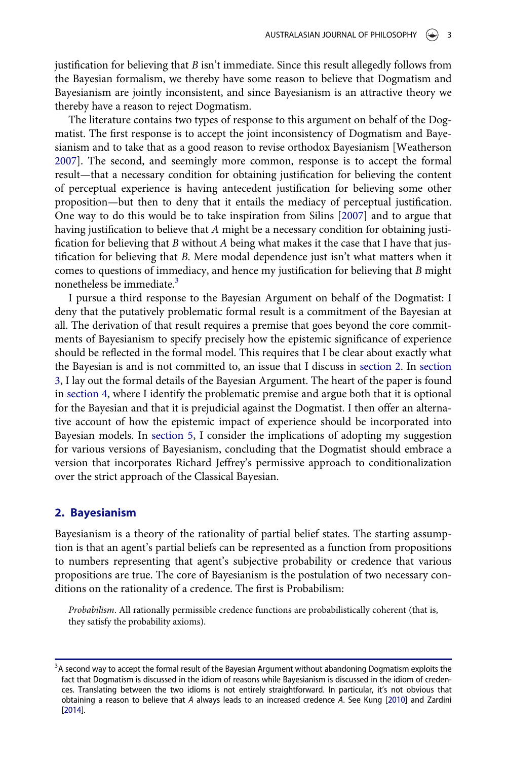justification for believing that *B* isn't immediate. Since this result allegedly follows from the Bayesian formalism, we thereby have some reason to believe that Dogmatism and Bayesianism are jointly inconsistent, and since Bayesianism is an attractive theory we thereby have a reason to reject Dogmatism.

The literature contains two types of response to this argument on behalf of the Dogmatist. The first response is to accept the joint inconsistency of Dogmatism and Bayesianism and to take that as a good reason to revise orthodox Bayesianism [Weatherson 2007]. The second, and seemingly more common, response is to accept the formal result—that a necessary condition for obtaining justification for believing the content of perceptual experience is having antecedent justification for believing some other proposition—but then to deny that it entails the mediacy of perceptual justification. One way to do this would be to take inspiration from Silins [2007] and to argue that having justification to believe that *A* might be a necessary condition for obtaining justification for believing that *B* without *A* being what makes it the case that I have that justification for believing that *B*. Mere modal dependence just isn't what matters when it comes to questions of immediacy, and hence my justification for believing that *B* might nonetheless be immediate.[3]

I pursue a third response to the Bayesian Argument on behalf of the Dogmatist: I deny that the putatively problematic formal result is a commitment of the Bayesian at all. The derivation of that result requires a premise that goes beyond the core commitments of Bayesianism to specify precisely how the epistemic significance of experience should be reflected in the formal model. This requires that I be clear about exactly what the Bayesian is and is not committed to, an issue that I discuss in section 2. In section 3, I lay out the formal details of the Bayesian Argument. The heart of the paper is found in section 4, where I identify the problematic premise and argue both that it is optional for the Bayesian and that it is prejudicial against the Dogmatist. I then offer an alternative account of how the epistemic impact of experience should be incorporated into Bayesian models. In section 5, I consider the implications of adopting my suggestion for various versions of Bayesianism, concluding that the Dogmatist should embrace a version that incorporates Richard Jeffrey's permissive approach to conditionalization over the strict approach of the Classical Bayesian.

## 2. Bayesianism

Bayesianism is a theory of the rationality of partial belief states. The starting assumption is that an agent's partial beliefs can be represented as a function from propositions to numbers representing that agent's subjective probability or credence that various propositions are true. The core of Bayesianism is the postulation of two necessary conditions on the rationality of a credence. The first is Probabilism:

> *Probabilism*. All rationally permissible credence functions are probabilistically coherent (that is, they satisfy the probability axioms).

[3] A second way to accept the formal result of the Bayesian Argument without abandoning Dogmatism exploits the fact that Dogmatism is discussed in the idiom of reasons while Bayesianism is discussed in the idiom of credences. Translating between the two idioms is not entirely straightforward. In particular, it's not obvious that obtaining a reason to believe that *A* always leads to an increased credence *A*. See Kung [2010] and Zardini [2014].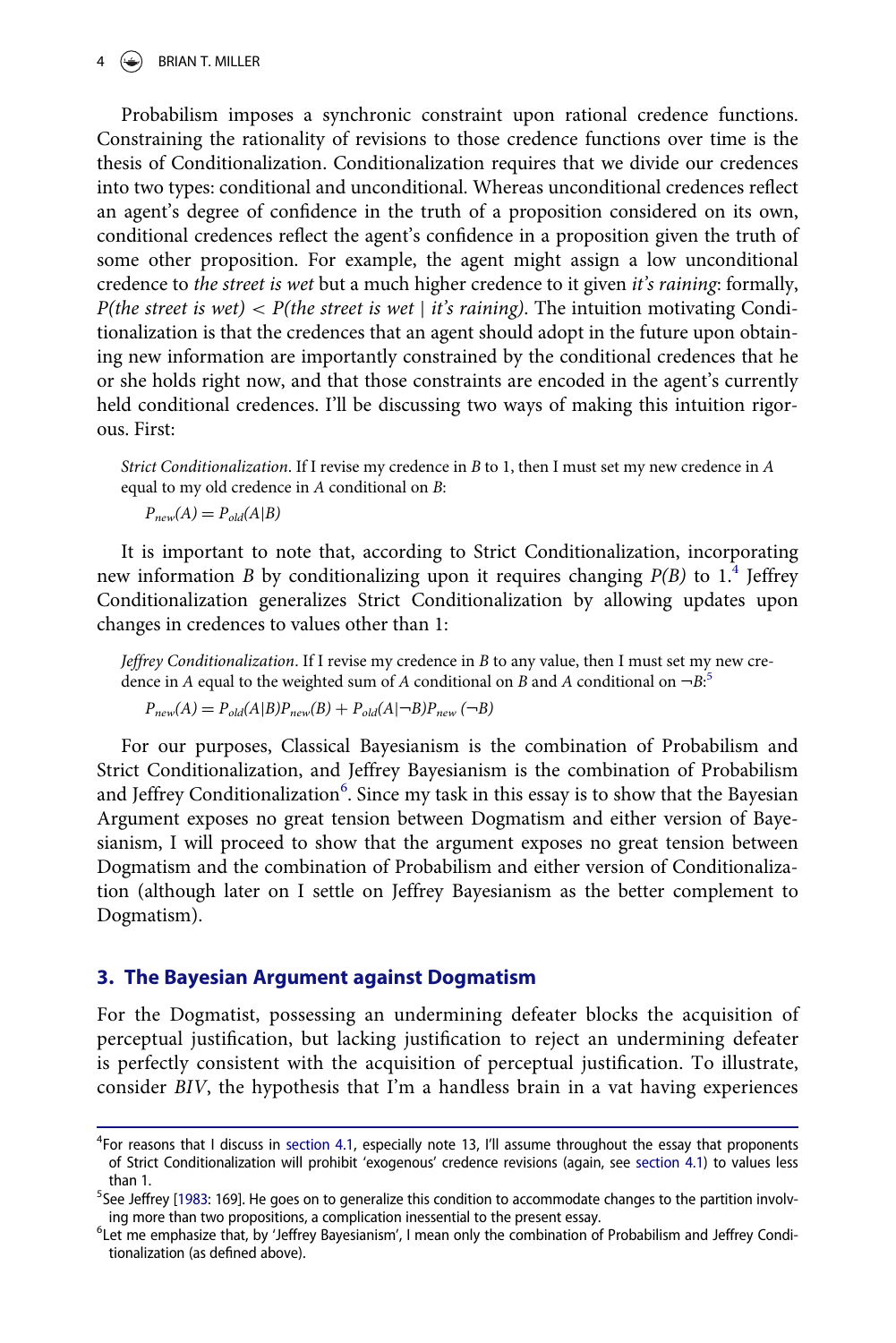Probabilism imposes a synchronic constraint upon rational credence functions. Constraining the rationality of revisions to those credence functions over time is the thesis of Conditionalization. Conditionalization requires that we divide our credences into two types: conditional and unconditional. Whereas unconditional credences reflect an agent's degree of confidence in the truth of a proposition considered on its own, conditional credences reflect the agent's confidence in a proposition given the truth of some other proposition. For example, the agent might assign a low unconditional credence to *the street is wet* but a much higher credence to it given *it's raining*: formally, *P(the street is wet)* < *P(the street is wet | it's raining)*. The intuition motivating Conditionalization is that the credences that an agent should adopt in the future upon obtaining new information are importantly constrained by the conditional credences that he or she holds right now, and that those constraints are encoded in the agent's currently held conditional credences. I'll be discussing two ways of making this intuition rigorous. First:

> *Strict Conditionalization*. If I revise my credence in *B* to 1, then I must set my new credence in *A* equal to my old credence in *A* conditional on *B*:
>
> $P_{new}(A) = P_{old}(A|B)$

It is important to note that, according to Strict Conditionalization, incorporating new information *B* by conditionalizing upon it requires changing *P(B)* to 1.[4] Jeffrey Conditionalization generalizes Strict Conditionalization by allowing updates upon changes in credences to values other than 1:

> *Jeffrey Conditionalization*. If I revise my credence in *B* to any value, then I must set my new credence in *A* equal to the weighted sum of *A* conditional on *B* and *A* conditional on ¬*B*:[5]
>
> $P_{new}(A) = P_{old}(A|B)P_{new}(B) + P_{old}(A|\neg B)P_{new}(\neg B)$

For our purposes, Classical Bayesianism is the combination of Probabilism and Strict Conditionalization, and Jeffrey Bayesianism is the combination of Probabilism and Jeffrey Conditionalization[6]. Since my task in this essay is to show that the Bayesian Argument exposes no great tension between Dogmatism and either version of Bayesianism, I will proceed to show that the argument exposes no great tension between Dogmatism and the combination of Probabilism and either version of Conditionalization (although later on I settle on Jeffrey Bayesianism as the better complement to Dogmatism).

## 3. The Bayesian Argument against Dogmatism

For the Dogmatist, possessing an undermining defeater blocks the acquisition of perceptual justification, but lacking justification to reject an undermining defeater is perfectly consistent with the acquisition of perceptual justification. To illustrate, consider *BIV*, the hypothesis that I'm a handless brain in a vat having experiences

---

[4] For reasons that I discuss in section 4.1, especially note 13, I'll assume throughout the essay that proponents of Strict Conditionalization will prohibit 'exogenous' credence revisions (again, see section 4.1) to values less than 1.

[5] See Jeffrey [1983: 169]. He goes on to generalize this condition to accommodate changes to the partition involving more than two propositions, a complication inessential to the present essay.

[6] Let me emphasize that, by 'Jeffrey Bayesianism', I mean only the combination of Probabilism and Jeffrey Conditionalization (as defined above).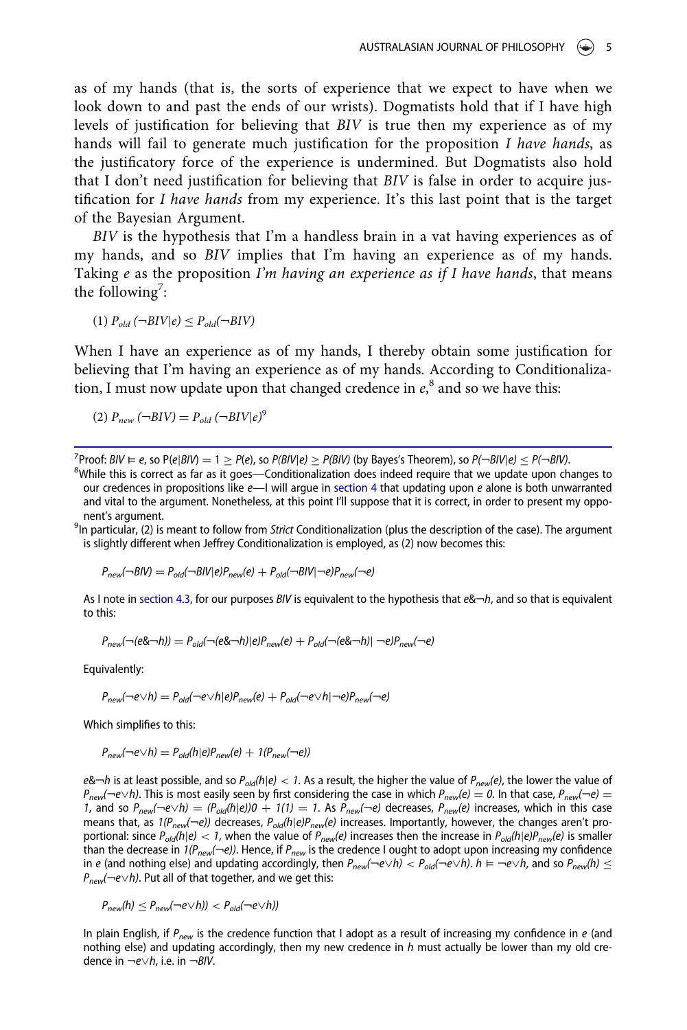as of my hands (that is, the sorts of experience that we expect to have when we look down to and past the ends of our wrists). Dogmatists hold that if I have high levels of justification for believing that *BIV* is true then my experience as of my hands will fail to generate much justification for the proposition *I have hands*, as the justificatory force of the experience is undermined. But Dogmatists also hold that I don't need justification for believing that *BIV* is false in order to acquire justification for *I have hands* from my experience. It's this last point that is the target of the Bayesian Argument.

*BIV* is the hypothesis that I'm a handless brain in a vat having experiences as of my hands, and so *BIV* implies that I'm having an experience as of my hands. Taking *e* as the proposition *I'm having an experience as if I have hands*, that means the following[7]:

(1) $P_{old}(\neg BIV|e) \leq P_{old}(\neg BIV)$

When I have an experience as of my hands, I thereby obtain some justification for believing that I'm having an experience as of my hands. According to Conditionalization, I must now update upon that changed credence in *e*,[8] and so we have this:

(2) $P_{new}(\neg BIV) = P_{old}(\neg BIV|e)$[9]

---

[7] Proof: $BIV \vDash e$, so $P(e|BIV) = 1 \geq P(e)$, so $P(BIV|e) \geq P(BIV)$ (by Bayes's Theorem), so $P(\neg BIV|e) \leq P(\neg BIV)$.

[8] While this is correct as far as it goes—Conditionalization does indeed require that we update upon changes to our credences in propositions like *e*—I will argue in section 4 that updating upon *e* alone is both unwarranted and vital to the argument. Nonetheless, at this point I'll suppose that it is correct, in order to present my opponent's argument.

[9] In particular, (2) is meant to follow from *Strict* Conditionalization (plus the description of the case). The argument is slightly different when Jeffrey Conditionalization is employed, as (2) now becomes this:

$$P_{new}(\neg BIV) = P_{old}(\neg BIV|e)P_{new}(e) + P_{old}(\neg BIV|\neg e)P_{new}(\neg e)$$

As I note in section 4.3, for our purposes *BIV* is equivalent to the hypothesis that $e\&\neg h$, and so that is equivalent to this:

$$P_{new}(\neg(e\&\neg h)) = P_{old}(\neg(e\&\neg h)|e)P_{new}(e) + P_{old}(\neg(e\&\neg h)|\neg e)P_{new}(\neg e)$$

Equivalently:

$$P_{new}(\neg e\vee h) = P_{old}(\neg e\vee h|e)P_{new}(e) + P_{old}(\neg e\vee h|\neg e)P_{new}(\neg e)$$

Which simplifies to this:

$$P_{new}(\neg e\vee h) = P_{old}(h|e)P_{new}(e) + 1(P_{new}(\neg e))$$

$e\&\neg h$ is at least possible, and so $P_{old}(h|e) < 1$. As a result, the higher the value of $P_{new}(e)$, the lower the value of $P_{new}(\neg e\vee h)$. This is most easily seen by first considering the case in which $P_{new}(e) = 0$. In that case, $P_{new}(\neg e) = 1$, and so $P_{new}(\neg e\vee h) = (P_{old}(h|e))0 + 1(1) = 1$. As $P_{new}(\neg e)$ decreases, $P_{new}(e)$ increases, which in this case means that, as $1(P_{new}(\neg e))$ decreases, $P_{old}(h|e)P_{new}(e)$ increases. Importantly, however, the changes aren't proportional: since $P_{old}(h|e) < 1$, when the value of $P_{new}(e)$ increases then the increase in $P_{old}(h|e)P_{new}(e)$ is smaller than the decrease in $1(P_{new}(\neg e))$. Hence, if $P_{new}$ is the credence I ought to adopt upon increasing my confidence in *e* (and nothing else) and updating accordingly, then $P_{new}(\neg e\vee h) < P_{old}(\neg e\vee h)$. $h \vDash \neg e\vee h$, and so $P_{new}(h) \leq P_{new}(\neg e\vee h)$. Put all of that together, and we get this:

$$P_{new}(h) \leq P_{new}(\neg e\vee h)) < P_{old}(\neg e\vee h))$$

In plain English, if $P_{new}$ is the credence function that I adopt as a result of increasing my confidence in *e* (and nothing else) and updating accordingly, then my new credence in *h* must actually be lower than my old credence in $\neg e\vee h$, i.e. in $\neg BIV$.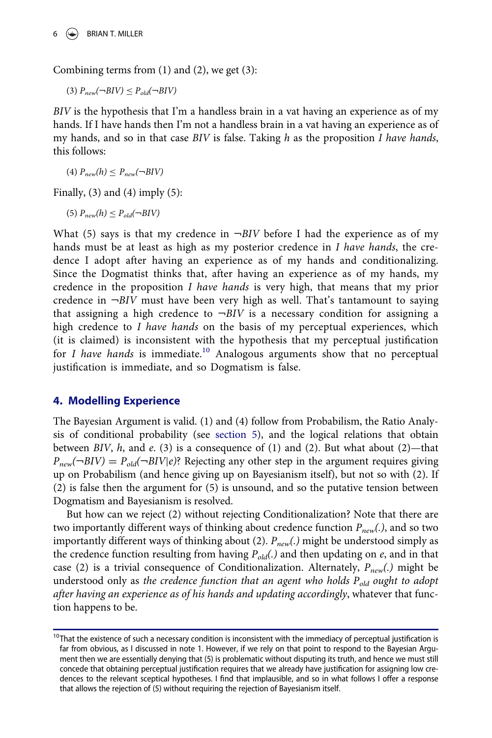Combining terms from (1) and (2), we get (3):

(3) $P_{new}(\neg BIV) \leq P_{old}(\neg BIV)$

*BIV* is the hypothesis that I'm a handless brain in a vat having an experience as of my hands. If I have hands then I'm not a handless brain in a vat having an experience as of my hands, and so in that case *BIV* is false. Taking *h* as the proposition *I have hands*, this follows:

(4) $P_{new}(h) \leq P_{new}(\neg BIV)$

Finally, (3) and (4) imply (5):

(5) $P_{new}(h) \leq P_{old}(\neg BIV)$

What (5) says is that my credence in $\neg BIV$ before I had the experience as of my hands must be at least as high as my posterior credence in *I have hands*, the credence I adopt after having an experience as of my hands and conditionalizing. Since the Dogmatist thinks that, after having an experience as of my hands, my credence in the proposition *I have hands* is very high, that means that my prior credence in $\neg BIV$ must have been very high as well. That's tantamount to saying that assigning a high credence to $\neg BIV$ is a necessary condition for assigning a high credence to *I have hands* on the basis of my perceptual experiences, which (it is claimed) is inconsistent with the hypothesis that my perceptual justification for *I have hands* is immediate.[10] Analogous arguments show that no perceptual justification is immediate, and so Dogmatism is false.

## 4. Modelling Experience

The Bayesian Argument is valid. (1) and (4) follow from Probabilism, the Ratio Analysis of conditional probability (see section 5), and the logical relations that obtain between *BIV*, *h*, and *e*. (3) is a consequence of (1) and (2). But what about (2)—that $P_{new}(\neg BIV) = P_{old}(\neg BIV|e)$? Rejecting any other step in the argument requires giving up on Probabilism (and hence giving up on Bayesianism itself), but not so with (2). If (2) is false then the argument for (5) is unsound, and so the putative tension between Dogmatism and Bayesianism is resolved.

But how can we reject (2) without rejecting Conditionalization? Note that there are two importantly different ways of thinking about credence function $P_{new}(.)$, and so two importantly different ways of thinking about (2). $P_{new}(.)$ might be understood simply as the credence function resulting from having $P_{old}(.)$ and then updating on *e*, and in that case (2) is a trivial consequence of Conditionalization. Alternately, $P_{new}(.)$ might be understood only as *the credence function that an agent who holds $P_{old}$ ought to adopt after having an experience as of his hands and updating accordingly*, whatever that function happens to be.

[10] That the existence of such a necessary condition is inconsistent with the immediacy of perceptual justification is far from obvious, as I discussed in note 1. However, if we rely on that point to respond to the Bayesian Argument then we are essentially denying that (5) is problematic without disputing its truth, and hence we must still concede that obtaining perceptual justification requires that we already have justification for assigning low credences to the relevant sceptical hypotheses. I find that implausible, and so in what follows I offer a response that allows the rejection of (5) without requiring the rejection of Bayesianism itself.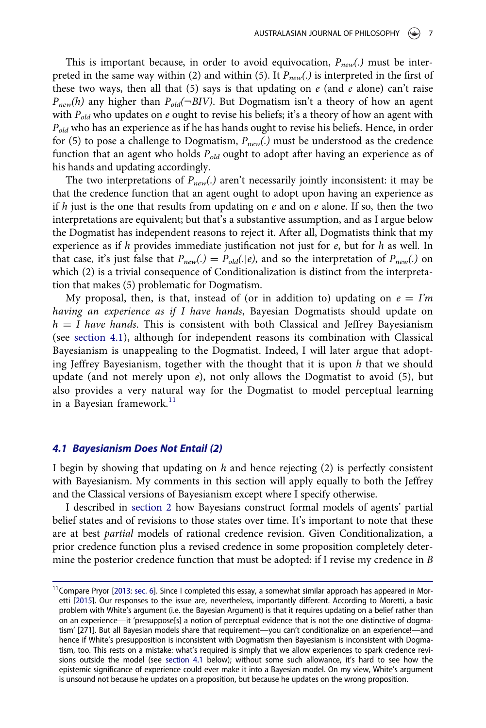This is important because, in order to avoid equivocation, $P_{new}(.)$ must be interpreted in the same way within (2) and within (5). It $P_{new}(.)$ is interpreted in the first of these two ways, then all that (5) says is that updating on *e* (and *e* alone) can't raise $P_{new}(h)$ any higher than $P_{old}(\neg BIV)$. But Dogmatism isn't a theory of how an agent with $P_{old}$ who updates on *e* ought to revise his beliefs; it's a theory of how an agent with $P_{old}$ who has an experience as if he has hands ought to revise his beliefs. Hence, in order for (5) to pose a challenge to Dogmatism, $P_{new}(.)$ must be understood as the credence function that an agent who holds $P_{old}$ ought to adopt after having an experience as of his hands and updating accordingly.

The two interpretations of $P_{new}(.)$ aren't necessarily jointly inconsistent: it may be that the credence function that an agent ought to adopt upon having an experience as if *h* just is the one that results from updating on *e* and on *e* alone. If so, then the two interpretations are equivalent; but that's a substantive assumption, and as I argue below the Dogmatist has independent reasons to reject it. After all, Dogmatists think that my experience as if *h* provides immediate justification not just for *e*, but for *h* as well. In that case, it's just false that $P_{new}(.) = P_{old}(.|e)$, and so the interpretation of $P_{new}(.)$ on which (2) is a trivial consequence of Conditionalization is distinct from the interpretation that makes (5) problematic for Dogmatism.

My proposal, then, is that, instead of (or in addition to) updating on *e = I'm having an experience as if I have hands*, Bayesian Dogmatists should update on *h = I have hands*. This is consistent with both Classical and Jeffrey Bayesianism (see section 4.1), although for independent reasons its combination with Classical Bayesianism is unappealing to the Dogmatist. Indeed, I will later argue that adopting Jeffrey Bayesianism, together with the thought that it is upon *h* that we should update (and not merely upon *e*), not only allows the Dogmatist to avoid (5), but also provides a very natural way for the Dogmatist to model perceptual learning in a Bayesian framework.[11]

### *4.1 Bayesianism Does Not Entail (2)*

I begin by showing that updating on *h* and hence rejecting (2) is perfectly consistent with Bayesianism. My comments in this section will apply equally to both the Jeffrey and the Classical versions of Bayesianism except where I specify otherwise.

I described in section 2 how Bayesians construct formal models of agents' partial belief states and of revisions to those states over time. It's important to note that these are at best *partial* models of rational credence revision. Given Conditionalization, a prior credence function plus a revised credence in some proposition completely determine the posterior credence function that must be adopted: if I revise my credence in *B*

---

[11] Compare Pryor [2013: sec. 6]. Since I completed this essay, a somewhat similar approach has appeared in Moretti [2015]. Our responses to the issue are, nevertheless, importantly different. According to Moretti, a basic problem with White's argument (i.e. the Bayesian Argument) is that it requires updating on a belief rather than on an experience—it 'presuppose[s] a notion of perceptual evidence that is not the one distinctive of dogmatism' [271]. But all Bayesian models share that requirement—you can't conditionalize on an experience!—and hence if White's presupposition is inconsistent with Dogmatism then Bayesianism is inconsistent with Dogmatism, too. This rests on a mistake: what's required is simply that we allow experiences to spark credence revisions outside the model (see section 4.1 below); without some such allowance, it's hard to see how the epistemic significance of experience could ever make it into a Bayesian model. On my view, White's argument is unsound not because he updates on a proposition, but because he updates on the wrong proposition.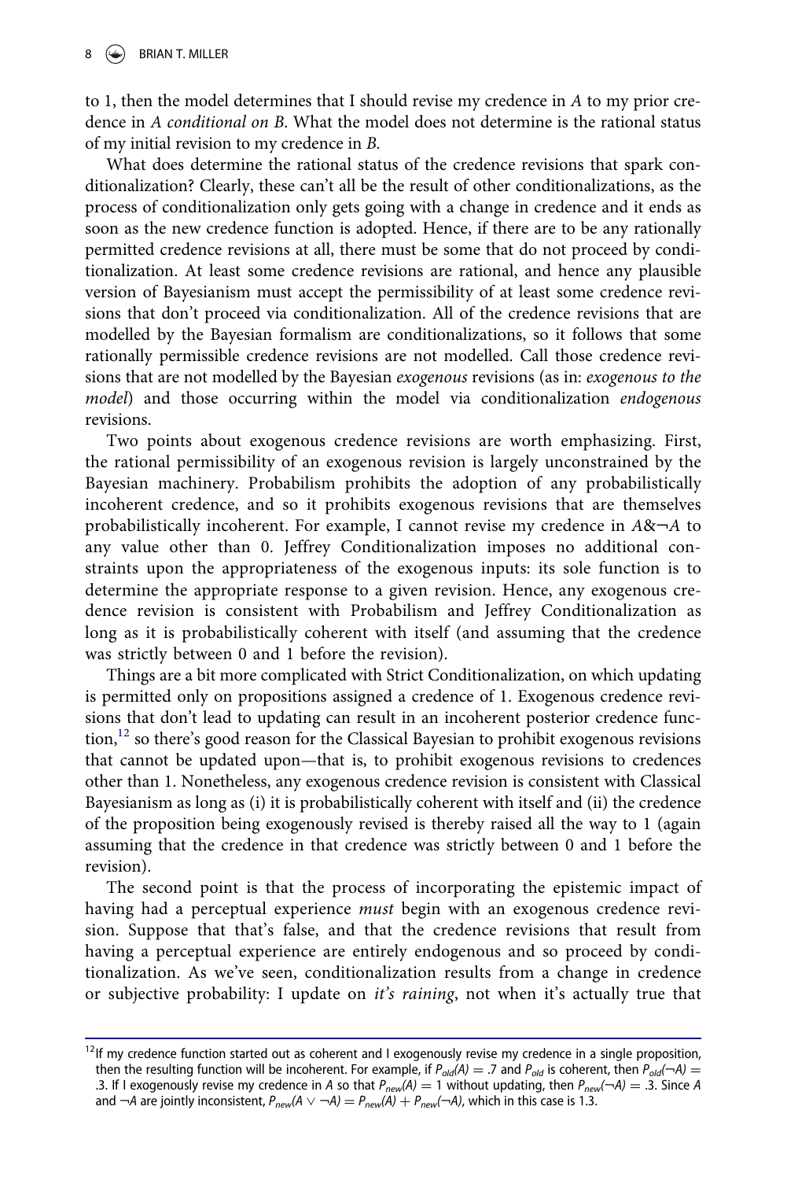to 1, then the model determines that I should revise my credence in $A$ to my prior credence in $A$ *conditional on B*. What the model does not determine is the rational status of my initial revision to my credence in $B$.

What does determine the rational status of the credence revisions that spark conditionalization? Clearly, these can't all be the result of other conditionalizations, as the process of conditionalization only gets going with a change in credence and it ends as soon as the new credence function is adopted. Hence, if there are to be any rationally permitted credence revisions at all, there must be some that do not proceed by conditionalization. At least some credence revisions are rational, and hence any plausible version of Bayesianism must accept the permissibility of at least some credence revisions that don't proceed via conditionalization. All of the credence revisions that are modelled by the Bayesian formalism are conditionalizations, so it follows that some rationally permissible credence revisions are not modelled. Call those credence revisions that are not modelled by the Bayesian *exogenous* revisions (as in: *exogenous to the model*) and those occurring within the model via conditionalization *endogenous* revisions.

Two points about exogenous credence revisions are worth emphasizing. First, the rational permissibility of an exogenous revision is largely unconstrained by the Bayesian machinery. Probabilism prohibits the adoption of any probabilistically incoherent credence, and so it prohibits exogenous revisions that are themselves probabilistically incoherent. For example, I cannot revise my credence in $A\&\neg A$ to any value other than 0. Jeffrey Conditionalization imposes no additional constraints upon the appropriateness of the exogenous inputs: its sole function is to determine the appropriate response to a given revision. Hence, any exogenous credence revision is consistent with Probabilism and Jeffrey Conditionalization as long as it is probabilistically coherent with itself (and assuming that the credence was strictly between 0 and 1 before the revision).

Things are a bit more complicated with Strict Conditionalization, on which updating is permitted only on propositions assigned a credence of 1. Exogenous credence revisions that don't lead to updating can result in an incoherent posterior credence function,[12] so there's good reason for the Classical Bayesian to prohibit exogenous revisions that cannot be updated upon—that is, to prohibit exogenous revisions to credences other than 1. Nonetheless, any exogenous credence revision is consistent with Classical Bayesianism as long as (i) it is probabilistically coherent with itself and (ii) the credence of the proposition being exogenously revised is thereby raised all the way to 1 (again assuming that the credence in that credence was strictly between 0 and 1 before the revision).

The second point is that the process of incorporating the epistemic impact of having had a perceptual experience *must* begin with an exogenous credence revision. Suppose that that's false, and that the credence revisions that result from having a perceptual experience are entirely endogenous and so proceed by conditionalization. As we've seen, conditionalization results from a change in credence or subjective probability: I update on *it's raining*, not when it's actually true that

[12] If my credence function started out as coherent and I exogenously revise my credence in a single proposition, then the resulting function will be incoherent. For example, if $P_{old}(A) = .7$ and $P_{old}$ is coherent, then $P_{old}(\neg A) = .3$. If I exogenously revise my credence in $A$ so that $P_{new}(A) = 1$ without updating, then $P_{new}(\neg A) = .3$. Since $A$ and $\neg A$ are jointly inconsistent, $P_{new}(A \vee \neg A) = P_{new}(A) + P_{new}(\neg A)$, which in this case is 1.3.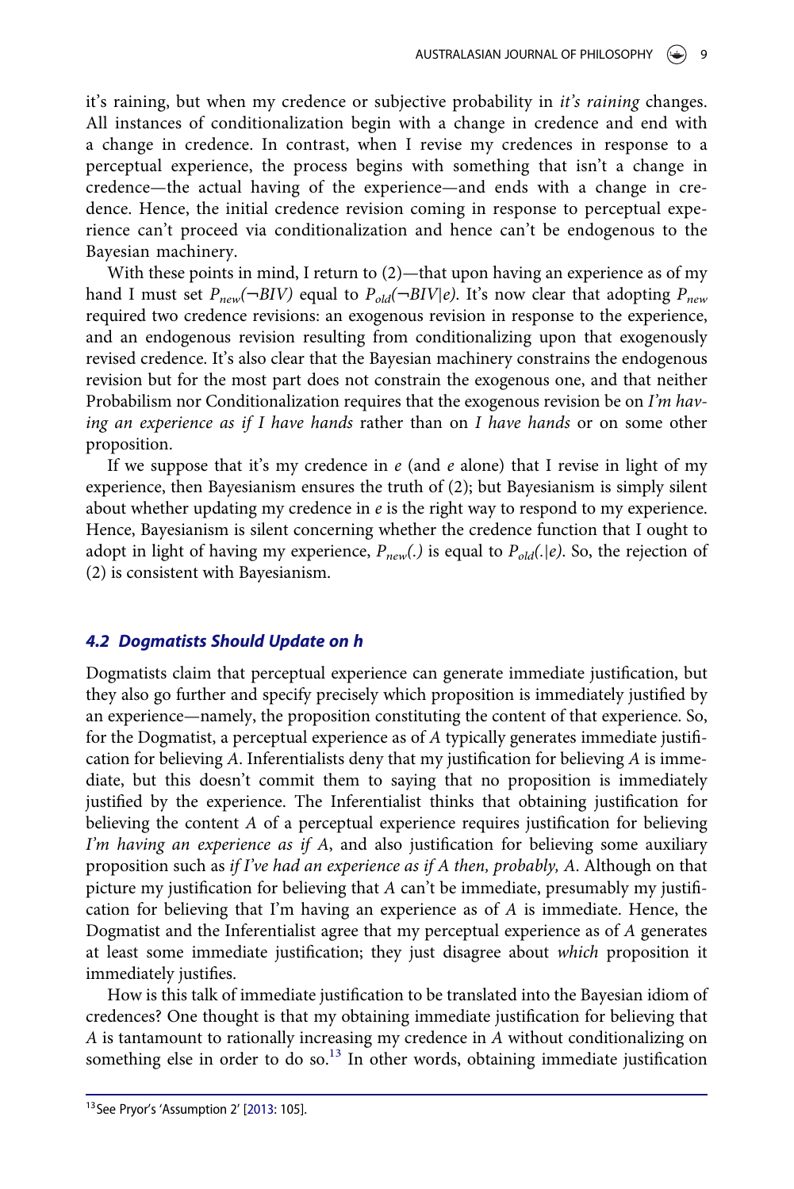it's raining, but when my credence or subjective probability in *it's raining* changes. All instances of conditionalization begin with a change in credence and end with a change in credence. In contrast, when I revise my credences in response to a perceptual experience, the process begins with something that isn't a change in credence—the actual having of the experience—and ends with a change in credence. Hence, the initial credence revision coming in response to perceptual experience can't proceed via conditionalization and hence can't be endogenous to the Bayesian machinery.

With these points in mind, I return to (2)—that upon having an experience as of my hand I must set $P_{new}(\neg BIV)$ equal to $P_{old}(\neg BIV|e)$. It's now clear that adopting $P_{new}$ required two credence revisions: an exogenous revision in response to the experience, and an endogenous revision resulting from conditionalizing upon that exogenously revised credence. It's also clear that the Bayesian machinery constrains the endogenous revision but for the most part does not constrain the exogenous one, and that neither Probabilism nor Conditionalization requires that the exogenous revision be on *I'm having an experience as if I have hands* rather than on *I have hands* or on some other proposition.

If we suppose that it's my credence in *e* (and *e* alone) that I revise in light of my experience, then Bayesianism ensures the truth of (2); but Bayesianism is simply silent about whether updating my credence in *e* is the right way to respond to my experience. Hence, Bayesianism is silent concerning whether the credence function that I ought to adopt in light of having my experience, $P_{new}(.)$ is equal to $P_{old}(.|e)$. So, the rejection of (2) is consistent with Bayesianism.

### 4.2 Dogmatists Should Update on *h*

Dogmatists claim that perceptual experience can generate immediate justification, but they also go further and specify precisely which proposition is immediately justified by an experience—namely, the proposition constituting the content of that experience. So, for the Dogmatist, a perceptual experience as of *A* typically generates immediate justification for believing *A*. Inferentialists deny that my justification for believing *A* is immediate, but this doesn't commit them to saying that no proposition is immediately justified by the experience. The Inferentialist thinks that obtaining justification for believing the content *A* of a perceptual experience requires justification for believing *I'm having an experience as if A*, and also justification for believing some auxiliary proposition such as *if I've had an experience as if A then, probably, A*. Although on that picture my justification for believing that *A* can't be immediate, presumably my justification for believing that I'm having an experience as of *A* is immediate. Hence, the Dogmatist and the Inferentialist agree that my perceptual experience as of *A* generates at least some immediate justification; they just disagree about *which* proposition it immediately justifies.

How is this talk of immediate justification to be translated into the Bayesian idiom of credences? One thought is that my obtaining immediate justification for believing that *A* is tantamount to rationally increasing my credence in *A* without conditionalizing on something else in order to do so.[13] In other words, obtaining immediate justification

[13] See Pryor's 'Assumption 2' [2013: 105].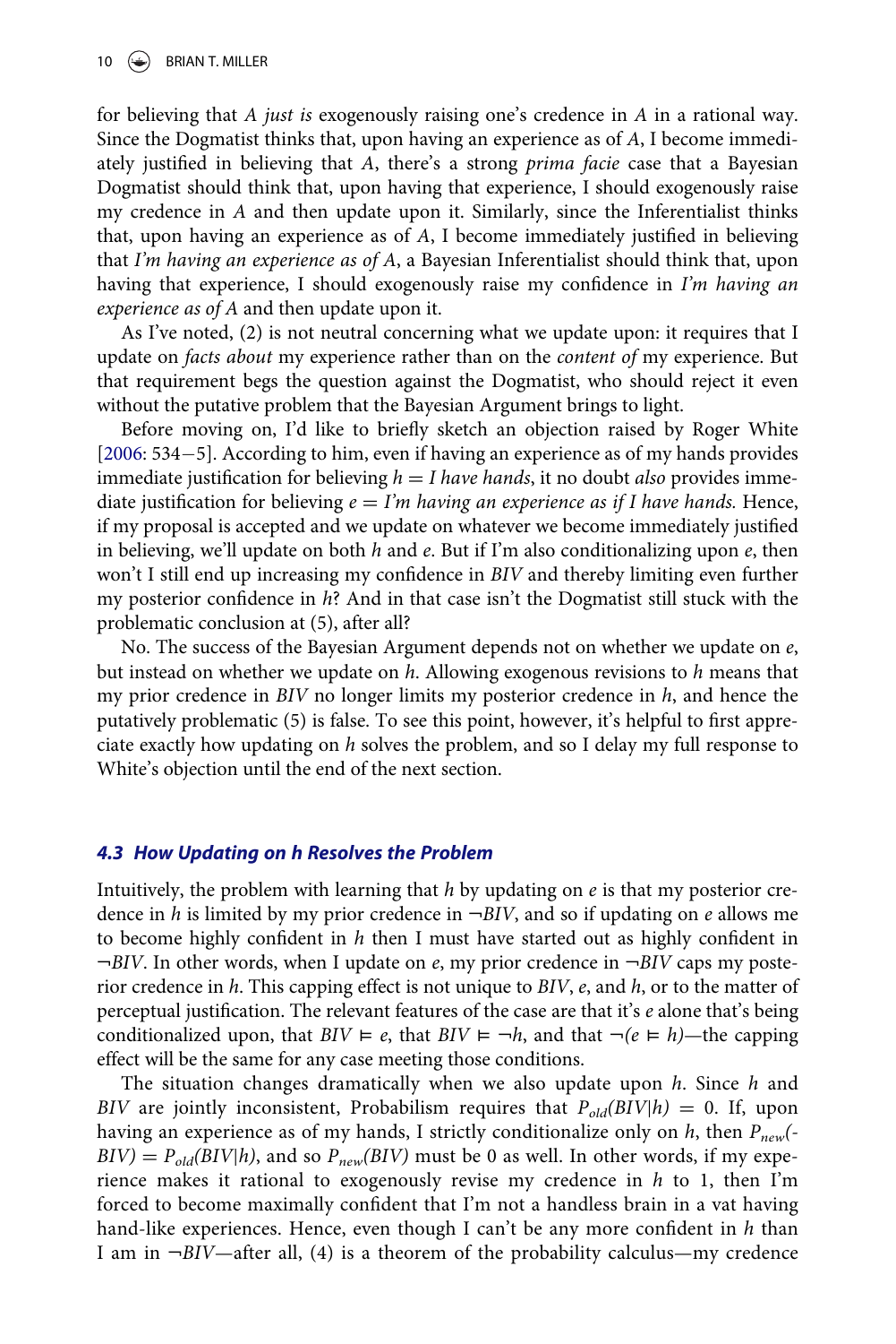for believing that *A just is* exogenously raising one's credence in *A* in a rational way. Since the Dogmatist thinks that, upon having an experience as of *A*, I become immediately justified in believing that *A*, there's a strong *prima facie* case that a Bayesian Dogmatist should think that, upon having that experience, I should exogenously raise my credence in *A* and then update upon it. Similarly, since the Inferentialist thinks that, upon having an experience as of *A*, I become immediately justified in believing that *I'm having an experience as of A*, a Bayesian Inferentialist should think that, upon having that experience, I should exogenously raise my confidence in *I'm having an experience as of A* and then update upon it.

As I've noted, (2) is not neutral concerning what we update upon: it requires that I update on *facts about* my experience rather than on the *content of* my experience. But that requirement begs the question against the Dogmatist, who should reject it even without the putative problem that the Bayesian Argument brings to light.

Before moving on, I'd like to briefly sketch an objection raised by Roger White [2006: 534−5]. According to him, even if having an experience as of my hands provides immediate justification for believing $h$ = *I have hands*, it no doubt *also* provides immediate justification for believing $e$ = *I'm having an experience as if I have hands.* Hence, if my proposal is accepted and we update on whatever we become immediately justified in believing, we'll update on both $h$ and $e$. But if I'm also conditionalizing upon $e$, then won't I still end up increasing my confidence in *BIV* and thereby limiting even further my posterior confidence in $h$? And in that case isn't the Dogmatist still stuck with the problematic conclusion at (5), after all?

No. The success of the Bayesian Argument depends not on whether we update on $e$, but instead on whether we update on $h$. Allowing exogenous revisions to $h$ means that my prior credence in *BIV* no longer limits my posterior credence in $h$, and hence the putatively problematic (5) is false. To see this point, however, it's helpful to first appreciate exactly how updating on $h$ solves the problem, and so I delay my full response to White's objection until the end of the next section.

### *4.3 How Updating on h Resolves the Problem*

Intuitively, the problem with learning that $h$ by updating on $e$ is that my posterior credence in $h$ is limited by my prior credence in $\neg BIV$, and so if updating on $e$ allows me to become highly confident in $h$ then I must have started out as highly confident in $\neg BIV$. In other words, when I update on $e$, my prior credence in $\neg BIV$ caps my posterior credence in $h$. This capping effect is not unique to *BIV*, $e$, and $h$, or to the matter of perceptual justification. The relevant features of the case are that it's $e$ alone that's being conditionalized upon, that $BIV \vDash e$, that $BIV \vDash \neg h$, and that $\neg(e \vDash h)$—the capping effect will be the same for any case meeting those conditions.

The situation changes dramatically when we also update upon $h$. Since $h$ and *BIV* are jointly inconsistent, Probabilism requires that $P_{old}(BIV|h) = 0$. If, upon having an experience as of my hands, I strictly conditionalize only on $h$, then $P_{new}(BIV) = P_{old}(BIV|h)$, and so $P_{new}(BIV)$ must be 0 as well. In other words, if my experience makes it rational to exogenously revise my credence in $h$ to 1, then I'm forced to become maximally confident that I'm not a handless brain in a vat having hand-like experiences. Hence, even though I can't be any more confident in $h$ than I am in $\neg BIV$—after all, (4) is a theorem of the probability calculus—my credence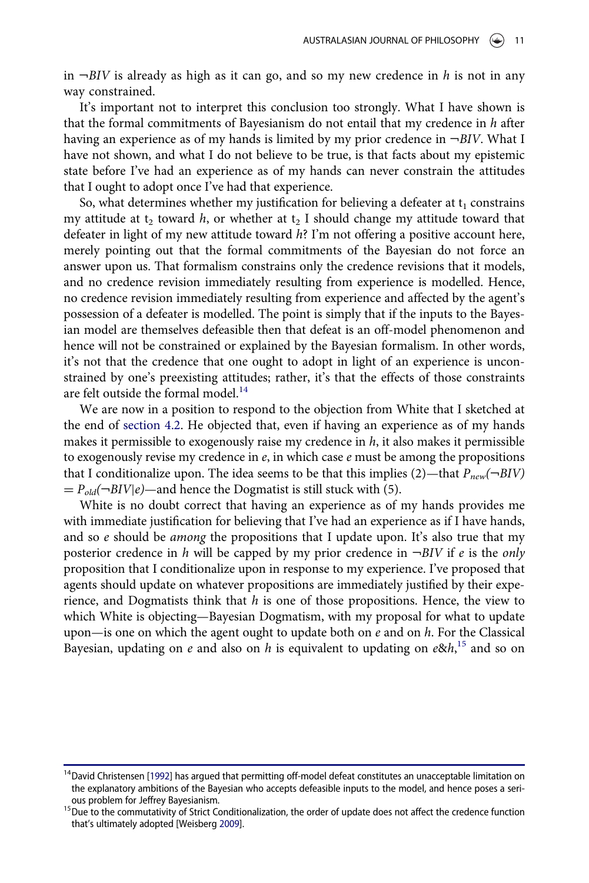in $\neg BIV$ is already as high as it can go, and so my new credence in $h$ is not in any way constrained.

It's important not to interpret this conclusion too strongly. What I have shown is that the formal commitments of Bayesianism do not entail that my credence in $h$ after having an experience as of my hands is limited by my prior credence in $\neg BIV$. What I have not shown, and what I do not believe to be true, is that facts about my epistemic state before I've had an experience as of my hands can never constrain the attitudes that I ought to adopt once I've had that experience.

So, what determines whether my justification for believing a defeater at $t_1$ constrains my attitude at $t_2$ toward $h$, or whether at $t_2$ I should change my attitude toward that defeater in light of my new attitude toward $h$? I'm not offering a positive account here, merely pointing out that the formal commitments of the Bayesian do not force an answer upon us. That formalism constrains only the credence revisions that it models, and no credence revision immediately resulting from experience is modelled. Hence, no credence revision immediately resulting from experience and affected by the agent's possession of a defeater is modelled. The point is simply that if the inputs to the Bayesian model are themselves defeasible then that defeat is an off-model phenomenon and hence will not be constrained or explained by the Bayesian formalism. In other words, it's not that the credence that one ought to adopt in light of an experience is unconstrained by one's preexisting attitudes; rather, it's that the effects of those constraints are felt outside the formal model.[14]

We are now in a position to respond to the objection from White that I sketched at the end of section 4.2. He objected that, even if having an experience as of my hands makes it permissible to exogenously raise my credence in $h$, it also makes it permissible to exogenously revise my credence in $e$, in which case $e$ must be among the propositions that I conditionalize upon. The idea seems to be that this implies (2)—that $P_{new}(\neg BIV) = P_{old}(\neg BIV|e)$—and hence the Dogmatist is still stuck with (5).

White is no doubt correct that having an experience as of my hands provides me with immediate justification for believing that I've had an experience as if I have hands, and so $e$ should be *among* the propositions that I update upon. It's also true that my posterior credence in $h$ will be capped by my prior credence in $\neg BIV$ if $e$ is the *only* proposition that I conditionalize upon in response to my experience. I've proposed that agents should update on whatever propositions are immediately justified by their experience, and Dogmatists think that $h$ is one of those propositions. Hence, the view to which White is objecting—Bayesian Dogmatism, with my proposal for what to update upon—is one on which the agent ought to update both on $e$ and on $h$. For the Classical Bayesian, updating on $e$ and also on $h$ is equivalent to updating on $e\&h$,[15] and so on

---

[14] David Christensen [1992] has argued that permitting off-model defeat constitutes an unacceptable limitation on the explanatory ambitions of the Bayesian who accepts defeasible inputs to the model, and hence poses a serious problem for Jeffrey Bayesianism.

[15] Due to the commutativity of Strict Conditionalization, the order of update does not affect the credence function that's ultimately adopted [Weisberg 2009].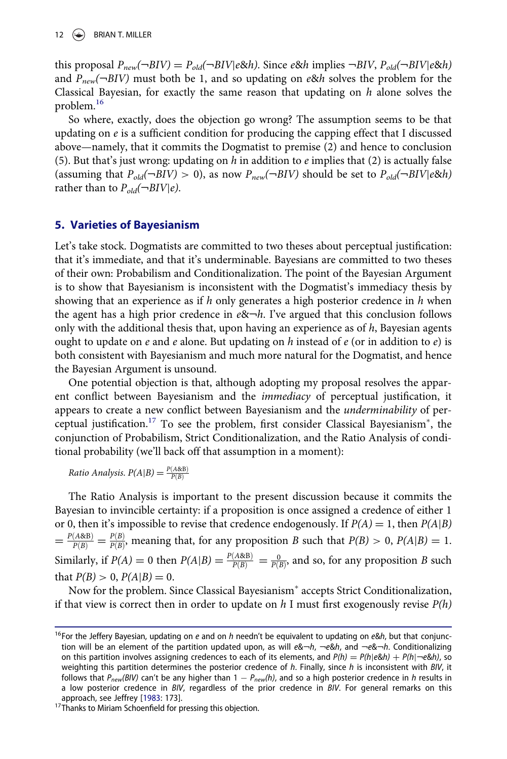this proposal $P_{new}(\neg BIV) = P_{old}(\neg BIV|e\&h)$. Since $e\&h$ implies $\neg BIV$, $P_{old}(\neg BIV|e\&h)$ and $P_{new}(\neg BIV)$ must both be 1, and so updating on $e\&h$ solves the problem for the Classical Bayesian, for exactly the same reason that updating on $h$ alone solves the problem.[16]

So where, exactly, does the objection go wrong? The assumption seems to be that updating on $e$ is a sufficient condition for producing the capping effect that I discussed above—namely, that it commits the Dogmatist to premise (2) and hence to conclusion (5). But that's just wrong: updating on $h$ in addition to $e$ implies that (2) is actually false (assuming that $P_{old}(\neg BIV) > 0$), as now $P_{new}(\neg BIV)$ should be set to $P_{old}(\neg BIV|e\&h)$ rather than to $P_{old}(\neg BIV|e)$.

## 5. Varieties of Bayesianism

Let's take stock. Dogmatists are committed to two theses about perceptual justification: that it's immediate, and that it's underminable. Bayesians are committed to two theses of their own: Probabilism and Conditionalization. The point of the Bayesian Argument is to show that Bayesianism is inconsistent with the Dogmatist's immediacy thesis by showing that an experience as if $h$ only generates a high posterior credence in $h$ when the agent has a high prior credence in $e\&\neg h$. I've argued that this conclusion follows only with the additional thesis that, upon having an experience as of $h$, Bayesian agents ought to update on $e$ and $e$ alone. But updating on $h$ instead of $e$ (or in addition to $e$) is both consistent with Bayesianism and much more natural for the Dogmatist, and hence the Bayesian Argument is unsound.

One potential objection is that, although adopting my proposal resolves the apparent conflict between Bayesianism and the *immediacy* of perceptual justification, it appears to create a new conflict between Bayesianism and the *underminability* of perceptual justification.[17] To see the problem, first consider Classical Bayesianism*, the conjunction of Probabilism, Strict Conditionalization, and the Ratio Analysis of conditional probability (we'll back off that assumption in a moment):

*Ratio Analysis.* $P(A|B) = \frac{P(A\&B)}{P(B)}$

The Ratio Analysis is important to the present discussion because it commits the Bayesian to invincible certainty: if a proposition is once assigned a credence of either 1 or 0, then it's impossible to revise that credence endogenously. If $P(A) = 1$, then $P(A|B) = \frac{P(A\&B)}{P(B)} = \frac{P(B)}{P(B)}$, meaning that, for any proposition $B$ such that $P(B) > 0$, $P(A|B) = 1$. Similarly, if $P(A) = 0$ then $P(A|B) = \frac{P(A\&B)}{P(B)} = \frac{0}{P(B)}$, and so, for any proposition $B$ such that $P(B) > 0$, $P(A|B) = 0$.

Now for the problem. Since Classical Bayesianism* accepts Strict Conditionalization, if that view is correct then in order to update on $h$ I must first exogenously revise $P(h)$

---

[16] For the Jeffery Bayesian, updating on $e$ and on $h$ needn't be equivalent to updating on $e\&h$, but that conjunction will be an element of the partition updated upon, as will $e\&\neg h$, $\neg e\&h$, and $\neg e\&\neg h$. Conditionalizing on this partition involves assigning credences to each of its elements, and $P(h) = P(h|e\&h) + P(h|\neg e\&h)$, so weighting this partition determines the posterior credence of $h$. Finally, since $h$ is inconsistent with $BIV$, it follows that $P_{new}(BIV)$ can't be any higher than $1 - P_{new}(h)$, and so a high posterior credence in $h$ results in a low posterior credence in $BIV$, regardless of the prior credence in $BIV$. For general remarks on this approach, see Jeffrey [1983: 173].

[17] Thanks to Miriam Schoenfield for pressing this objection.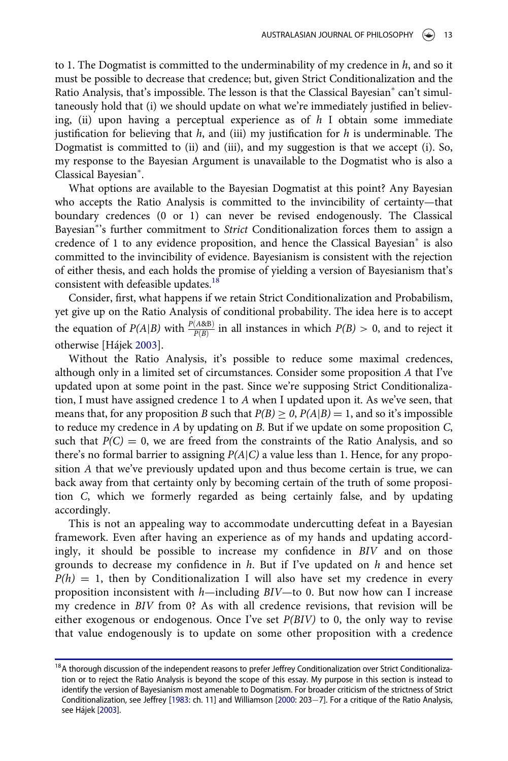to 1. The Dogmatist is committed to the underminability of my credence in *h*, and so it must be possible to decrease that credence; but, given Strict Conditionalization and the Ratio Analysis, that's impossible. The lesson is that the Classical Bayesian* can't simultaneously hold that (i) we should update on what we're immediately justified in believing, (ii) upon having a perceptual experience as of *h* I obtain some immediate justification for believing that *h*, and (iii) my justification for *h* is underminable. The Dogmatist is committed to (ii) and (iii), and my suggestion is that we accept (i). So, my response to the Bayesian Argument is unavailable to the Dogmatist who is also a Classical Bayesian*.

What options are available to the Bayesian Dogmatist at this point? Any Bayesian who accepts the Ratio Analysis is committed to the invincibility of certainty—that boundary credences (0 or 1) can never be revised endogenously. The Classical Bayesian*'s further commitment to *Strict* Conditionalization forces them to assign a credence of 1 to any evidence proposition, and hence the Classical Bayesian* is also committed to the invincibility of evidence. Bayesianism is consistent with the rejection of either thesis, and each holds the promise of yielding a version of Bayesianism that's consistent with defeasible updates.[18]

Consider, first, what happens if we retain Strict Conditionalization and Probabilism, yet give up on the Ratio Analysis of conditional probability. The idea here is to accept the equation of $P(A|B)$ with $\frac{P(A\&B)}{P(B)}$ in all instances in which $P(B) > 0$, and to reject it otherwise [Hájek 2003].

Without the Ratio Analysis, it's possible to reduce some maximal credences, although only in a limited set of circumstances. Consider some proposition *A* that I've updated upon at some point in the past. Since we're supposing Strict Conditionalization, I must have assigned credence 1 to *A* when I updated upon it. As we've seen, that means that, for any proposition *B* such that $P(B) \geq 0$, $P(A|B) = 1$, and so it's impossible to reduce my credence in *A* by updating on *B*. But if we update on some proposition *C*, such that $P(C) = 0$, we are freed from the constraints of the Ratio Analysis, and so there's no formal barrier to assigning $P(A|C)$ a value less than 1. Hence, for any proposition *A* that we've previously updated upon and thus become certain is true, we can back away from that certainty only by becoming certain of the truth of some proposition *C*, which we formerly regarded as being certainly false, and by updating accordingly.

This is not an appealing way to accommodate undercutting defeat in a Bayesian framework. Even after having an experience as of my hands and updating accordingly, it should be possible to increase my confidence in *BIV* and on those grounds to decrease my confidence in *h*. But if I've updated on *h* and hence set $P(h) = 1$, then by Conditionalization I will also have set my credence in every proposition inconsistent with *h*—including *BIV*—to 0. But now how can I increase my credence in *BIV* from 0? As with all credence revisions, that revision will be either exogenous or endogenous. Once I've set $P(BIV)$ to 0, the only way to revise that value endogenously is to update on some other proposition with a credence

[18] A thorough discussion of the independent reasons to prefer Jeffrey Conditionalization over Strict Conditionalization or to reject the Ratio Analysis is beyond the scope of this essay. My purpose in this section is instead to identify the version of Bayesianism most amenable to Dogmatism. For broader criticism of the strictness of Strict Conditionalization, see Jeffrey [1983: ch. 11] and Williamson [2000: 203−7]. For a critique of the Ratio Analysis, see Hájek [2003].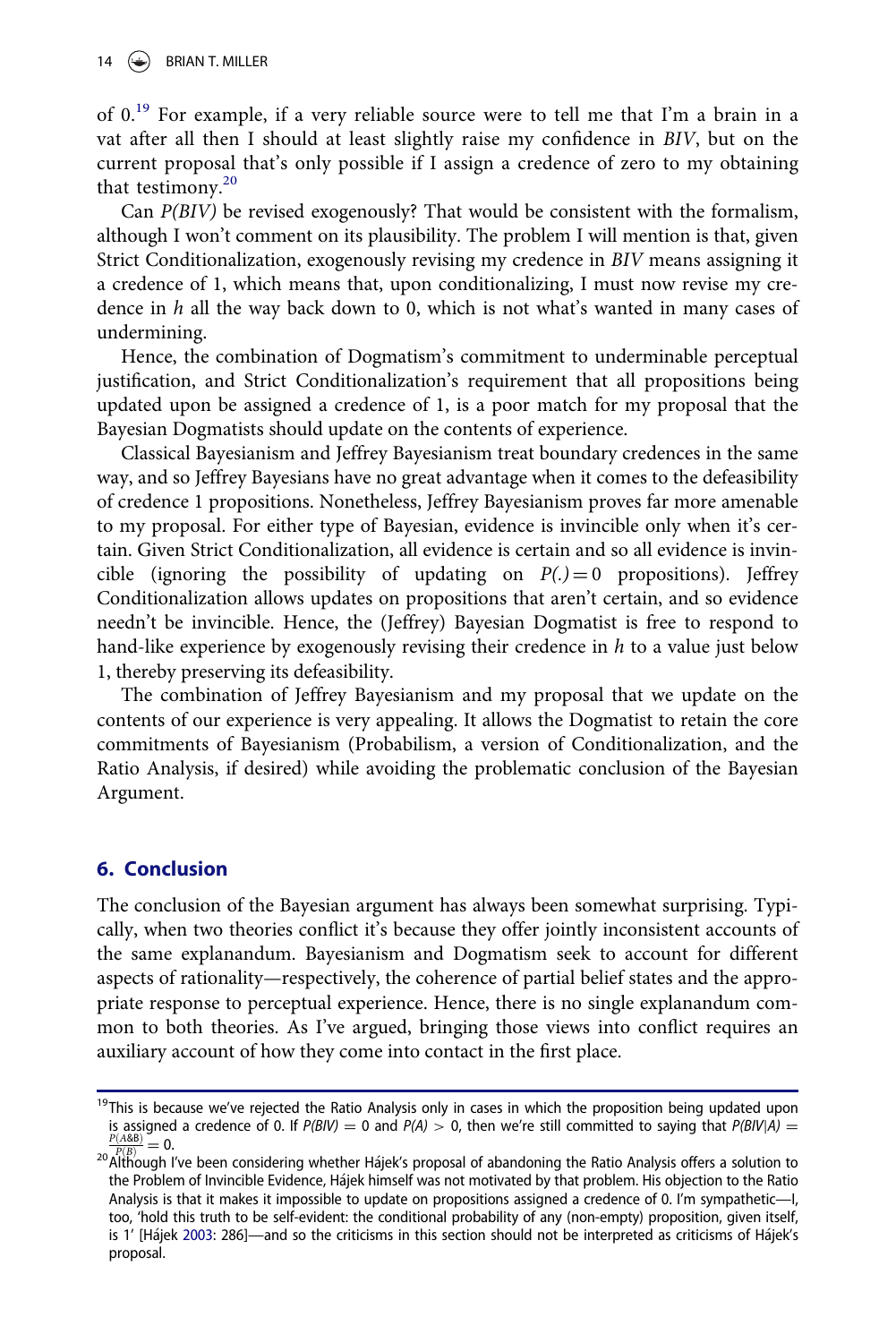of 0.[19] For example, if a very reliable source were to tell me that I'm a brain in a vat after all then I should at least slightly raise my confidence in *BIV*, but on the current proposal that's only possible if I assign a credence of zero to my obtaining that testimony.[20]

Can *P(BIV)* be revised exogenously? That would be consistent with the formalism, although I won't comment on its plausibility. The problem I will mention is that, given Strict Conditionalization, exogenously revising my credence in *BIV* means assigning it a credence of 1, which means that, upon conditionalizing, I must now revise my credence in *h* all the way back down to 0, which is not what's wanted in many cases of undermining.

Hence, the combination of Dogmatism's commitment to underminable perceptual justification, and Strict Conditionalization's requirement that all propositions being updated upon be assigned a credence of 1, is a poor match for my proposal that the Bayesian Dogmatists should update on the contents of experience.

Classical Bayesianism and Jeffrey Bayesianism treat boundary credences in the same way, and so Jeffrey Bayesians have no great advantage when it comes to the defeasibility of credence 1 propositions. Nonetheless, Jeffrey Bayesianism proves far more amenable to my proposal. For either type of Bayesian, evidence is invincible only when it's certain. Given Strict Conditionalization, all evidence is certain and so all evidence is invincible (ignoring the possibility of updating on $P(.) = 0$ propositions). Jeffrey Conditionalization allows updates on propositions that aren't certain, and so evidence needn't be invincible. Hence, the (Jeffrey) Bayesian Dogmatist is free to respond to hand-like experience by exogenously revising their credence in *h* to a value just below 1, thereby preserving its defeasibility.

The combination of Jeffrey Bayesianism and my proposal that we update on the contents of our experience is very appealing. It allows the Dogmatist to retain the core commitments of Bayesianism (Probabilism, a version of Conditionalization, and the Ratio Analysis, if desired) while avoiding the problematic conclusion of the Bayesian Argument.

## 6. Conclusion

The conclusion of the Bayesian argument has always been somewhat surprising. Typically, when two theories conflict it's because they offer jointly inconsistent accounts of the same explanandum. Bayesianism and Dogmatism seek to account for different aspects of rationality—respectively, the coherence of partial belief states and the appropriate response to perceptual experience. Hence, there is no single explanandum common to both theories. As I've argued, bringing those views into conflict requires an auxiliary account of how they come into contact in the first place.

---

[19] This is because we've rejected the Ratio Analysis only in cases in which the proposition being updated upon is assigned a credence of 0. If $P(BIV) = 0$ and $P(A) > 0$, then we're still committed to saying that $P(BIV|A) = \frac{P(A\&B)}{P(B)} = 0$.

[20] Although I've been considering whether Hájek's proposal of abandoning the Ratio Analysis offers a solution to the Problem of Invincible Evidence, Hájek himself was not motivated by that problem. His objection to the Ratio Analysis is that it makes it impossible to update on propositions assigned a credence of 0. I'm sympathetic—I, too, 'hold this truth to be self-evident: the conditional probability of any (non-empty) proposition, given itself, is 1' [Hájek 2003: 286]—and so the criticisms in this section should not be interpreted as criticisms of Hájek's proposal.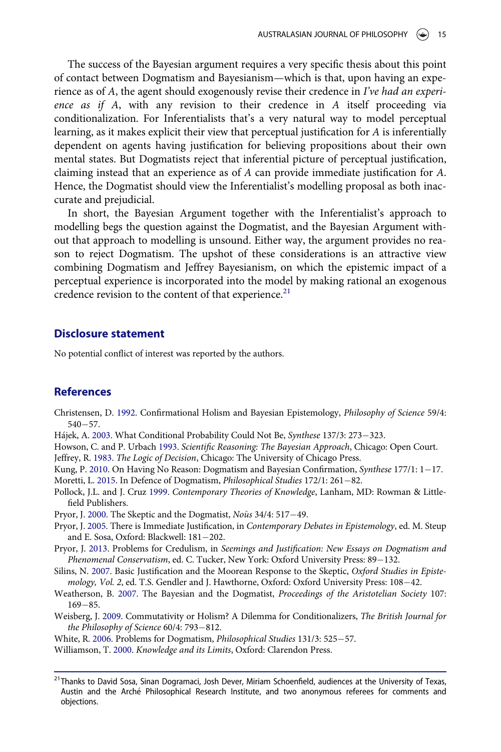The success of the Bayesian argument requires a very specific thesis about this point of contact between Dogmatism and Bayesianism—which is that, upon having an experience as of *A*, the agent should exogenously revise their credence in *I've had an experience as if A*, with any revision to their credence in *A* itself proceeding via conditionalization. For Inferentialists that's a very natural way to model perceptual learning, as it makes explicit their view that perceptual justification for *A* is inferentially dependent on agents having justification for believing propositions about their own mental states. But Dogmatists reject that inferential picture of perceptual justification, claiming instead that an experience as of *A* can provide immediate justification for *A*. Hence, the Dogmatist should view the Inferentialist's modelling proposal as both inaccurate and prejudicial.

In short, the Bayesian Argument together with the Inferentialist's approach to modelling begs the question against the Dogmatist, and the Bayesian Argument without that approach to modelling is unsound. Either way, the argument provides no reason to reject Dogmatism. The upshot of these considerations is an attractive view combining Dogmatism and Jeffrey Bayesianism, on which the epistemic impact of a perceptual experience is incorporated into the model by making rational an exogenous credence revision to the content of that experience.[21]

## Disclosure statement

No potential conflict of interest was reported by the authors.

## References

Christensen, D. 1992. Confirmational Holism and Bayesian Epistemology, *Philosophy of Science* 59/4: 540−57.

Hájek, A. 2003. What Conditional Probability Could Not Be, *Synthese* 137/3: 273−323.

Howson, C. and P. Urbach 1993. *Scientific Reasoning: The Bayesian Approach*, Chicago: Open Court.

Jeffrey, R. 1983. *The Logic of Decision*, Chicago: The University of Chicago Press.

Kung, P. 2010. On Having No Reason: Dogmatism and Bayesian Confirmation, *Synthese* 177/1: 1−17.

Moretti, L. 2015. In Defence of Dogmatism, *Philosophical Studies* 172/1: 261−82.

Pollock, J.L. and J. Cruz 1999. *Contemporary Theories of Knowledge*, Lanham, MD: Rowman & Littlefield Publishers.

Pryor, J. 2000. The Skeptic and the Dogmatist, *Noûs* 34/4: 517−49.

Pryor, J. 2005. There is Immediate Justification, in *Contemporary Debates in Epistemology*, ed. M. Steup and E. Sosa, Oxford: Blackwell: 181−202.

Pryor, J. 2013. Problems for Credulism, in *Seemings and Justification: New Essays on Dogmatism and Phenomenal Conservatism*, ed. C. Tucker, New York: Oxford University Press: 89−132.

Silins, N. 2007. Basic Justification and the Moorean Response to the Skeptic, *Oxford Studies in Epistemology, Vol. 2*, ed. T.S. Gendler and J. Hawthorne, Oxford: Oxford University Press: 108−42.

Weatherson, B. 2007. The Bayesian and the Dogmatist, *Proceedings of the Aristotelian Society* 107: 169−85.

Weisberg, J. 2009. Commutativity or Holism? A Dilemma for Conditionalizers, *The British Journal for the Philosophy of Science* 60/4: 793−812.

White, R. 2006. Problems for Dogmatism, *Philosophical Studies* 131/3: 525−57.

Williamson, T. 2000. *Knowledge and its Limits*, Oxford: Clarendon Press.

[21] Thanks to David Sosa, Sinan Dogramaci, Josh Dever, Miriam Schoenfield, audiences at the University of Texas, Austin and the Arché Philosophical Research Institute, and two anonymous referees for comments and objections.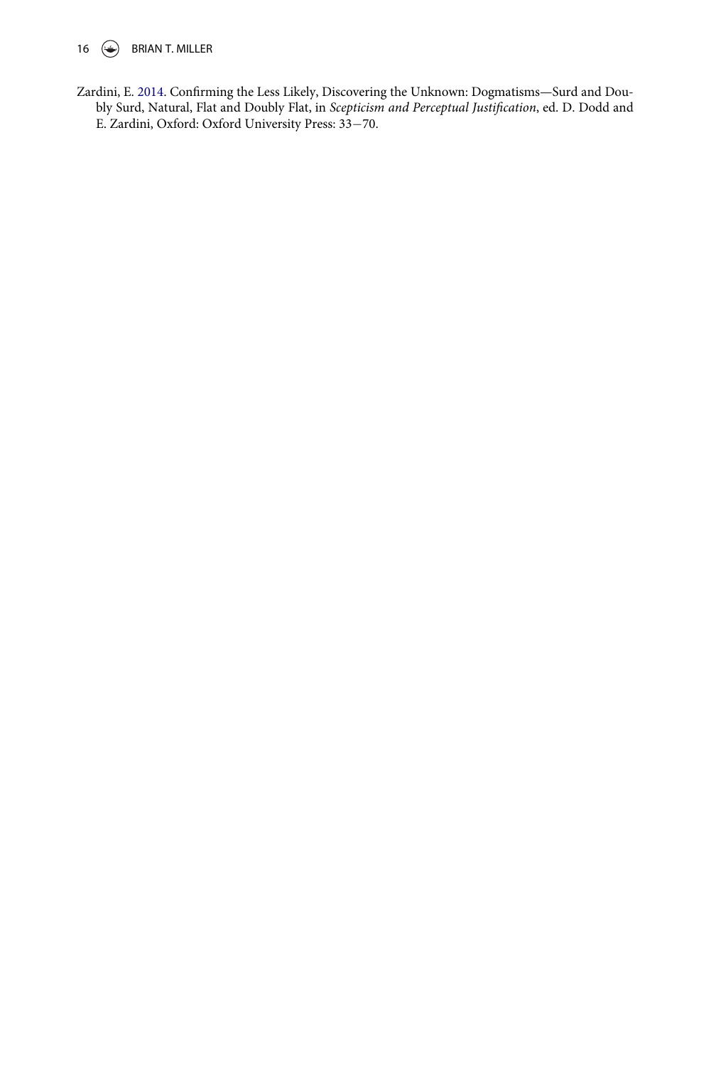Zardini, E. 2014. Confirming the Less Likely, Discovering the Unknown: Dogmatisms—Surd and Doubly Surd, Natural, Flat and Doubly Flat, in *Scepticism and Perceptual Justification*, ed. D. Dodd and E. Zardini, Oxford: Oxford University Press: 33−70.